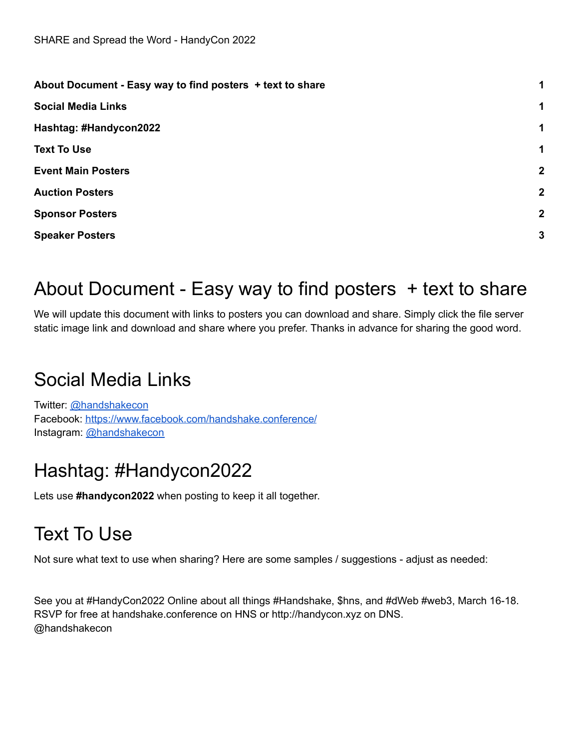SHARE and Spread the Word - HandyCon 2022

| | |
|---|---|
| **About Document - Easy way to find posters + text to share** | **1** |
| **Social Media Links** | **1** |
| **Hashtag: #Handycon2022** | **1** |
| **Text To Use** | **1** |
| **Event Main Posters** | **2** |
| **Auction Posters** | **2** |
| **Sponsor Posters** | **2** |
| **Speaker Posters** | **3** |

# About Document - Easy way to find posters + text to share

We will update this document with links to posters you can download and share. Simply click the file server static image link and download and share where you prefer. Thanks in advance for sharing the good word.

# Social Media Links

Twitter: [@handshakecon]()
Facebook: [https://www.facebook.com/handshake.conference/](https://www.facebook.com/handshake.conference/)
Instagram: [@handshakecon]()

# Hashtag: #Handycon2022

Lets use **#handycon2022** when posting to keep it all together.

# Text To Use

Not sure what text to use when sharing? Here are some samples / suggestions - adjust as needed:

See you at #HandyCon2022 Online about all things #Handshake, $hns, and #dWeb #web3, March 16-18. RSVP for free at handshake.conference on HNS or http://handycon.xyz on DNS.
@handshakecon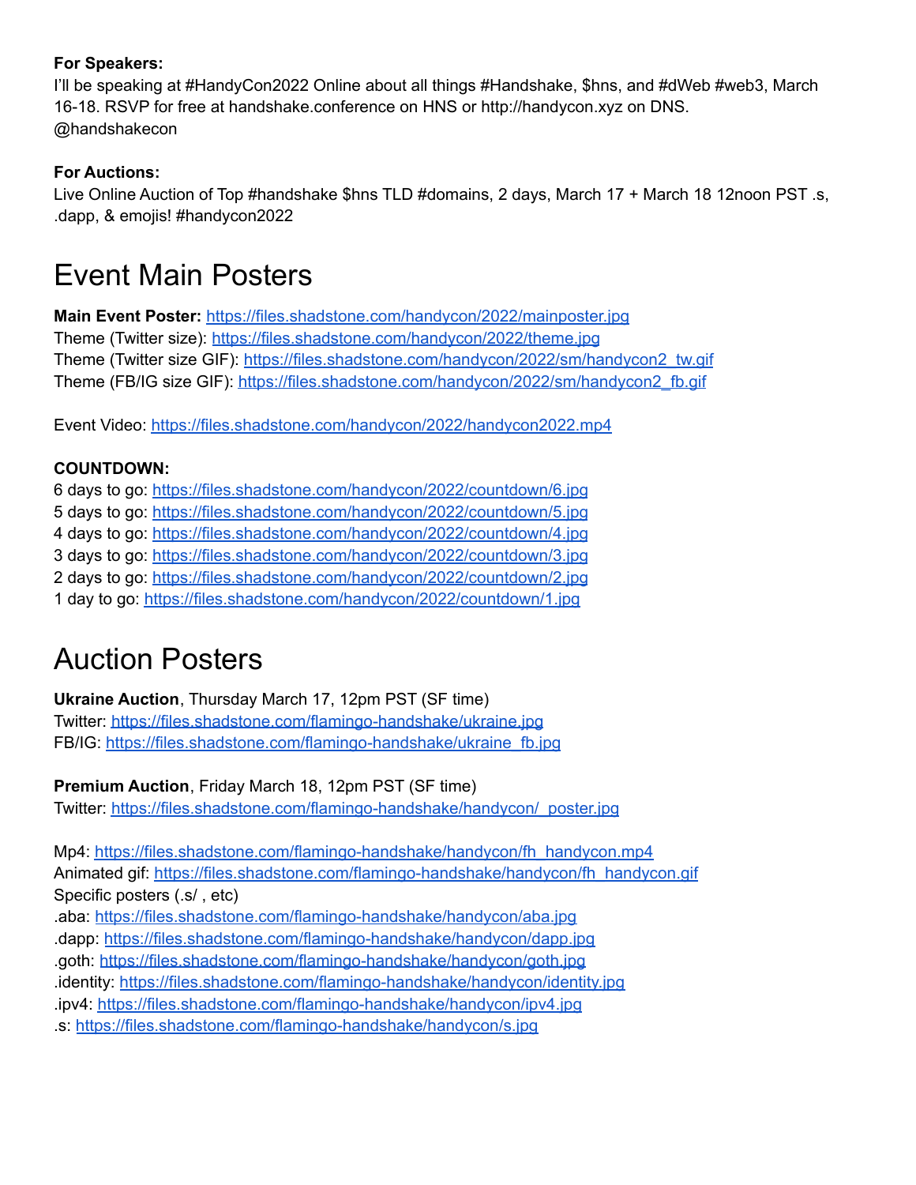**For Speakers:**
I'll be speaking at #HandyCon2022 Online about all things #Handshake, $hns, and #dWeb #web3, March 16-18. RSVP for free at handshake.conference on HNS or http://handycon.xyz on DNS. @handshakecon

**For Auctions:**
Live Online Auction of Top #handshake $hns TLD #domains, 2 days, March 17 + March 18 12noon PST .s, .dapp, & emojis! #handycon2022

# Event Main Posters

**Main Event Poster:** https://files.shadstone.com/handycon/2022/mainposter.jpg
Theme (Twitter size): https://files.shadstone.com/handycon/2022/theme.jpg
Theme (Twitter size GIF): https://files.shadstone.com/handycon/2022/sm/handycon2_tw.gif
Theme (FB/IG size GIF): https://files.shadstone.com/handycon/2022/sm/handycon2_fb.gif

Event Video: https://files.shadstone.com/handycon/2022/handycon2022.mp4

**COUNTDOWN:**
6 days to go: https://files.shadstone.com/handycon/2022/countdown/6.jpg
5 days to go: https://files.shadstone.com/handycon/2022/countdown/5.jpg
4 days to go: https://files.shadstone.com/handycon/2022/countdown/4.jpg
3 days to go: https://files.shadstone.com/handycon/2022/countdown/3.jpg
2 days to go: https://files.shadstone.com/handycon/2022/countdown/2.jpg
1 day to go: https://files.shadstone.com/handycon/2022/countdown/1.jpg

# Auction Posters

**Ukraine Auction**, Thursday March 17, 12pm PST (SF time)
Twitter: https://files.shadstone.com/flamingo-handshake/ukraine.jpg
FB/IG: https://files.shadstone.com/flamingo-handshake/ukraine_fb.jpg

**Premium Auction**, Friday March 18, 12pm PST (SF time)
Twitter: https://files.shadstone.com/flamingo-handshake/handycon/_poster.jpg

Mp4: https://files.shadstone.com/flamingo-handshake/handycon/fh_handycon.mp4
Animated gif: https://files.shadstone.com/flamingo-handshake/handycon/fh_handycon.gif
Specific posters (.s/ , etc)
.aba: https://files.shadstone.com/flamingo-handshake/handycon/aba.jpg
.dapp: https://files.shadstone.com/flamingo-handshake/handycon/dapp.jpg
.goth: https://files.shadstone.com/flamingo-handshake/handycon/goth.jpg
.identity: https://files.shadstone.com/flamingo-handshake/handycon/identity.jpg
.ipv4: https://files.shadstone.com/flamingo-handshake/handycon/ipv4.jpg
.s: https://files.shadstone.com/flamingo-handshake/handycon/s.jpg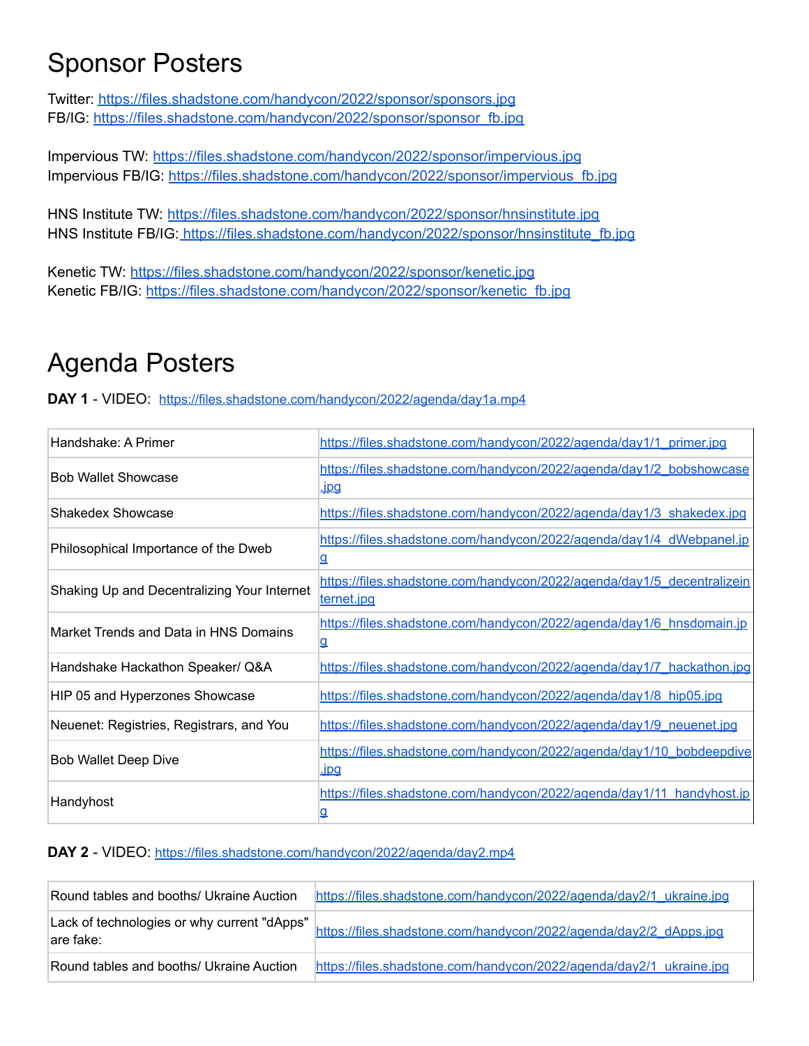# Sponsor Posters

Twitter: https://files.shadstone.com/handycon/2022/sponsor/sponsors.jpg
FB/IG: https://files.shadstone.com/handycon/2022/sponsor/sponsor_fb.jpg

Impervious TW: https://files.shadstone.com/handycon/2022/sponsor/impervious.jpg
Impervious FB/IG: https://files.shadstone.com/handycon/2022/sponsor/impervious_fb.jpg

HNS Institute TW: https://files.shadstone.com/handycon/2022/sponsor/hnsinstitute.jpg
HNS Institute FB/IG: https://files.shadstone.com/handycon/2022/sponsor/hnsinstitute_fb.jpg

Kenetic TW: https://files.shadstone.com/handycon/2022/sponsor/kenetic.jpg
Kenetic FB/IG: https://files.shadstone.com/handycon/2022/sponsor/kenetic_fb.jpg

# Agenda Posters

**DAY 1** - VIDEO: https://files.shadstone.com/handycon/2022/agenda/day1a.mp4

| | |
|---|---|
| Handshake: A Primer | https://files.shadstone.com/handycon/2022/agenda/day1/1_primer.jpg |
| Bob Wallet Showcase | https://files.shadstone.com/handycon/2022/agenda/day1/2_bobshowcase.jpg |
| Shakedex Showcase | https://files.shadstone.com/handycon/2022/agenda/day1/3_shakedex.jpg |
| Philosophical Importance of the Dweb | https://files.shadstone.com/handycon/2022/agenda/day1/4_dWebpanel.jpg |
| Shaking Up and Decentralizing Your Internet | https://files.shadstone.com/handycon/2022/agenda/day1/5_decentralizeinternet.jpg |
| Market Trends and Data in HNS Domains | https://files.shadstone.com/handycon/2022/agenda/day1/6_hnsdomain.jpg |
| Handshake Hackathon Speaker/ Q&A | https://files.shadstone.com/handycon/2022/agenda/day1/7_hackathon.jpg |
| HIP 05 and Hyperzones Showcase | https://files.shadstone.com/handycon/2022/agenda/day1/8_hip05.jpg |
| Neuenet: Registries, Registrars, and You | https://files.shadstone.com/handycon/2022/agenda/day1/9_neuenet.jpg |
| Bob Wallet Deep Dive | https://files.shadstone.com/handycon/2022/agenda/day1/10_bobdeepdive.jpg |
| Handyhost | https://files.shadstone.com/handycon/2022/agenda/day1/11_handyhost.jpg |

**DAY 2** - VIDEO: https://files.shadstone.com/handycon/2022/agenda/day2.mp4

| | |
|---|---|
| Round tables and booths/ Ukraine Auction | https://files.shadstone.com/handycon/2022/agenda/day2/1_ukraine.jpg |
| Lack of technologies or why current "dApps" are fake: | https://files.shadstone.com/handycon/2022/agenda/day2/2_dApps.jpg |
| Round tables and booths/ Ukraine Auction | https://files.shadstone.com/handycon/2022/agenda/day2/1_ukraine.jpg |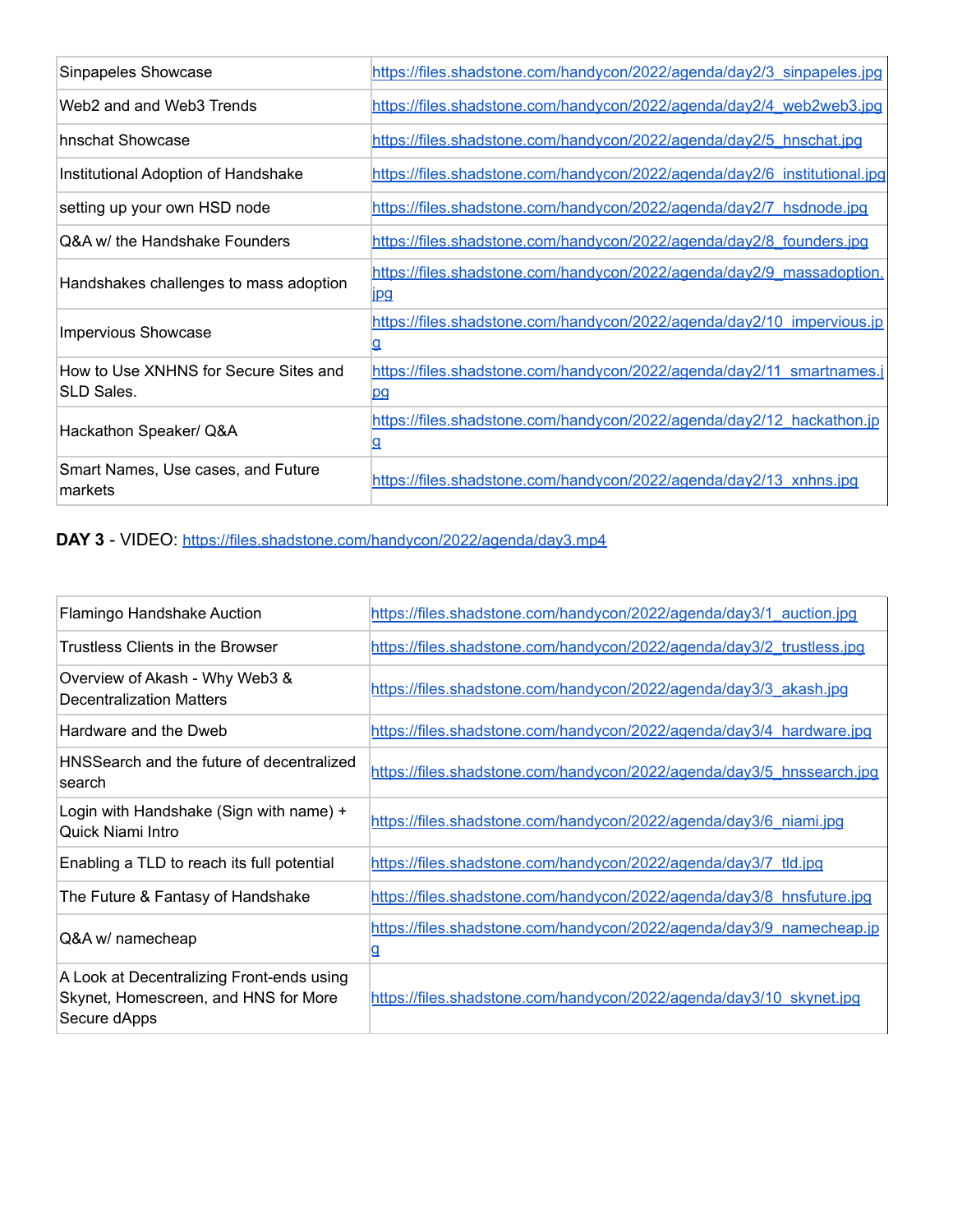| | |
|---|---|
| Sinpapeles Showcase | https://files.shadstone.com/handycon/2022/agenda/day2/3_sinpapeles.jpg |
| Web2 and and Web3 Trends | https://files.shadstone.com/handycon/2022/agenda/day2/4_web2web3.jpg |
| hnschat Showcase | https://files.shadstone.com/handycon/2022/agenda/day2/5_hnschat.jpg |
| Institutional Adoption of Handshake | https://files.shadstone.com/handycon/2022/agenda/day2/6_institutional.jpg |
| setting up your own HSD node | https://files.shadstone.com/handycon/2022/agenda/day2/7_hsdnode.jpg |
| Q&A w/ the Handshake Founders | https://files.shadstone.com/handycon/2022/agenda/day2/8_founders.jpg |
| Handshakes challenges to mass adoption | https://files.shadstone.com/handycon/2022/agenda/day2/9_massadoption.jpg |
| Impervious Showcase | https://files.shadstone.com/handycon/2022/agenda/day2/10_impervious.jpg |
| How to Use XNHNS for Secure Sites and SLD Sales. | https://files.shadstone.com/handycon/2022/agenda/day2/11_smartnames.jpg |
| Hackathon Speaker/ Q&A | https://files.shadstone.com/handycon/2022/agenda/day2/12_hackathon.jpg |
| Smart Names, Use cases, and Future markets | https://files.shadstone.com/handycon/2022/agenda/day2/13_xnhns.jpg |

**DAY 3** - VIDEO: https://files.shadstone.com/handycon/2022/agenda/day3.mp4

| | |
|---|---|
| Flamingo Handshake Auction | https://files.shadstone.com/handycon/2022/agenda/day3/1_auction.jpg |
| Trustless Clients in the Browser | https://files.shadstone.com/handycon/2022/agenda/day3/2_trustless.jpg |
| Overview of Akash - Why Web3 & Decentralization Matters | https://files.shadstone.com/handycon/2022/agenda/day3/3_akash.jpg |
| Hardware and the Dweb | https://files.shadstone.com/handycon/2022/agenda/day3/4_hardware.jpg |
| HNSSearch and the future of decentralized search | https://files.shadstone.com/handycon/2022/agenda/day3/5_hnssearch.jpg |
| Login with Handshake (Sign with name) + Quick Niami Intro | https://files.shadstone.com/handycon/2022/agenda/day3/6_niami.jpg |
| Enabling a TLD to reach its full potential | https://files.shadstone.com/handycon/2022/agenda/day3/7_tld.jpg |
| The Future & Fantasy of Handshake | https://files.shadstone.com/handycon/2022/agenda/day3/8_hnsfuture.jpg |
| Q&A w/ namecheap | https://files.shadstone.com/handycon/2022/agenda/day3/9_namecheap.jpg |
| A Look at Decentralizing Front-ends using Skynet, Homescreen, and HNS for More Secure dApps | https://files.shadstone.com/handycon/2022/agenda/day3/10_skynet.jpg |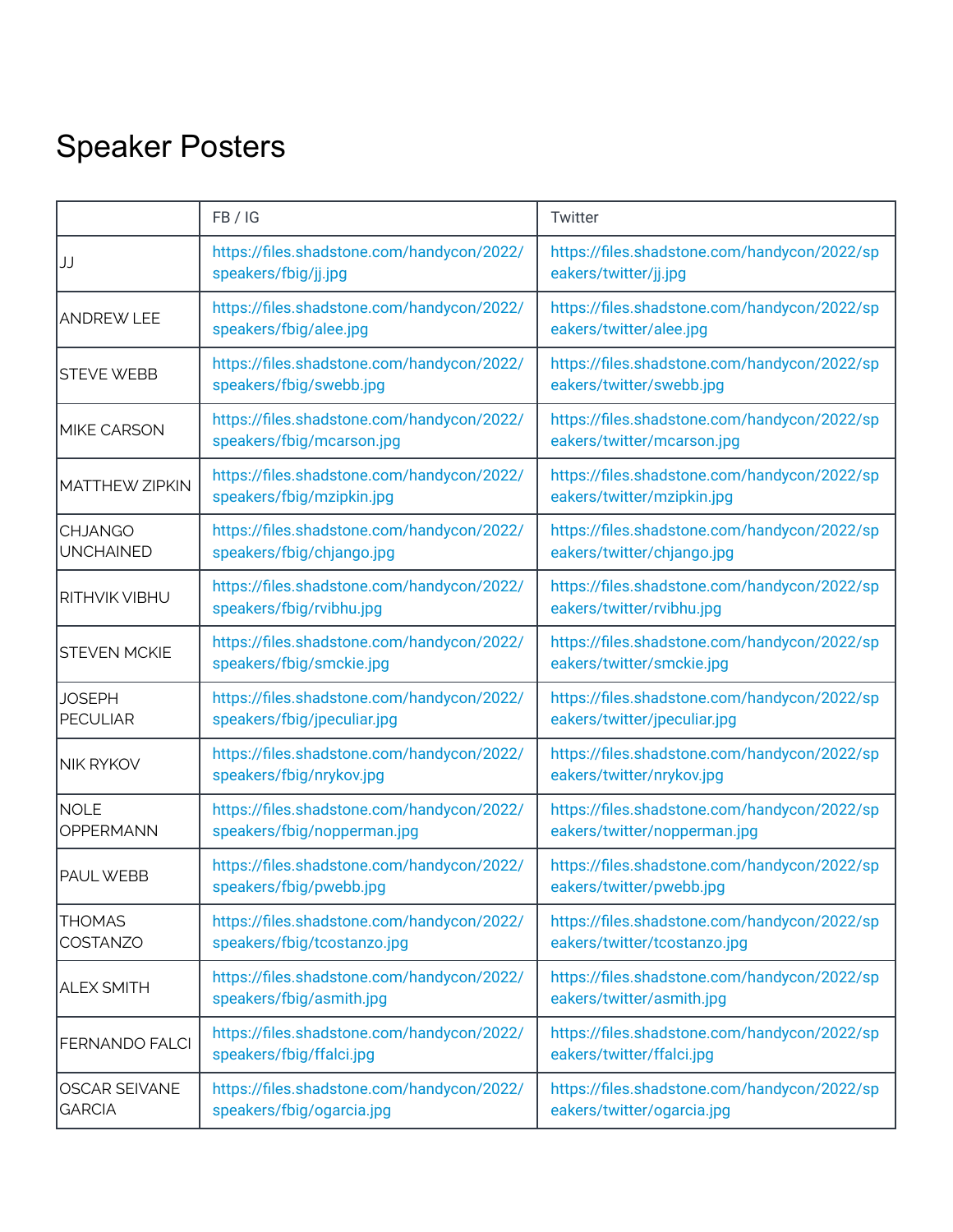# Speaker Posters

| | FB / IG | Twitter |
|---|---|---|
| JJ | https://files.shadstone.com/handycon/2022/speakers/fbig/jj.jpg | https://files.shadstone.com/handycon/2022/speakers/twitter/jj.jpg |
| ANDREW LEE | https://files.shadstone.com/handycon/2022/speakers/fbig/alee.jpg | https://files.shadstone.com/handycon/2022/speakers/twitter/alee.jpg |
| STEVE WEBB | https://files.shadstone.com/handycon/2022/speakers/fbig/swebb.jpg | https://files.shadstone.com/handycon/2022/speakers/twitter/swebb.jpg |
| MIKE CARSON | https://files.shadstone.com/handycon/2022/speakers/fbig/mcarson.jpg | https://files.shadstone.com/handycon/2022/speakers/twitter/mcarson.jpg |
| MATTHEW ZIPKIN | https://files.shadstone.com/handycon/2022/speakers/fbig/mzipkin.jpg | https://files.shadstone.com/handycon/2022/speakers/twitter/mzipkin.jpg |
| CHJANGO UNCHAINED | https://files.shadstone.com/handycon/2022/speakers/fbig/chjango.jpg | https://files.shadstone.com/handycon/2022/speakers/twitter/chjango.jpg |
| RITHVIK VIBHU | https://files.shadstone.com/handycon/2022/speakers/fbig/rvibhu.jpg | https://files.shadstone.com/handycon/2022/speakers/twitter/rvibhu.jpg |
| STEVEN MCKIE | https://files.shadstone.com/handycon/2022/speakers/fbig/smckie.jpg | https://files.shadstone.com/handycon/2022/speakers/twitter/smckie.jpg |
| JOSEPH PECULIAR | https://files.shadstone.com/handycon/2022/speakers/fbig/jpeculiar.jpg | https://files.shadstone.com/handycon/2022/speakers/twitter/jpeculiar.jpg |
| NIK RYKOV | https://files.shadstone.com/handycon/2022/speakers/fbig/nrykov.jpg | https://files.shadstone.com/handycon/2022/speakers/twitter/nrykov.jpg |
| NOLE OPPERMANN | https://files.shadstone.com/handycon/2022/speakers/fbig/nopperman.jpg | https://files.shadstone.com/handycon/2022/speakers/twitter/nopperman.jpg |
| PAUL WEBB | https://files.shadstone.com/handycon/2022/speakers/fbig/pwebb.jpg | https://files.shadstone.com/handycon/2022/speakers/twitter/pwebb.jpg |
| THOMAS COSTANZO | https://files.shadstone.com/handycon/2022/speakers/fbig/tcostanzo.jpg | https://files.shadstone.com/handycon/2022/speakers/twitter/tcostanzo.jpg |
| ALEX SMITH | https://files.shadstone.com/handycon/2022/speakers/fbig/asmith.jpg | https://files.shadstone.com/handycon/2022/speakers/twitter/asmith.jpg |
| FERNANDO FALCI | https://files.shadstone.com/handycon/2022/speakers/fbig/ffalci.jpg | https://files.shadstone.com/handycon/2022/speakers/twitter/ffalci.jpg |
| OSCAR SEIVANE GARCIA | https://files.shadstone.com/handycon/2022/speakers/fbig/ogarcia.jpg | https://files.shadstone.com/handycon/2022/speakers/twitter/ogarcia.jpg |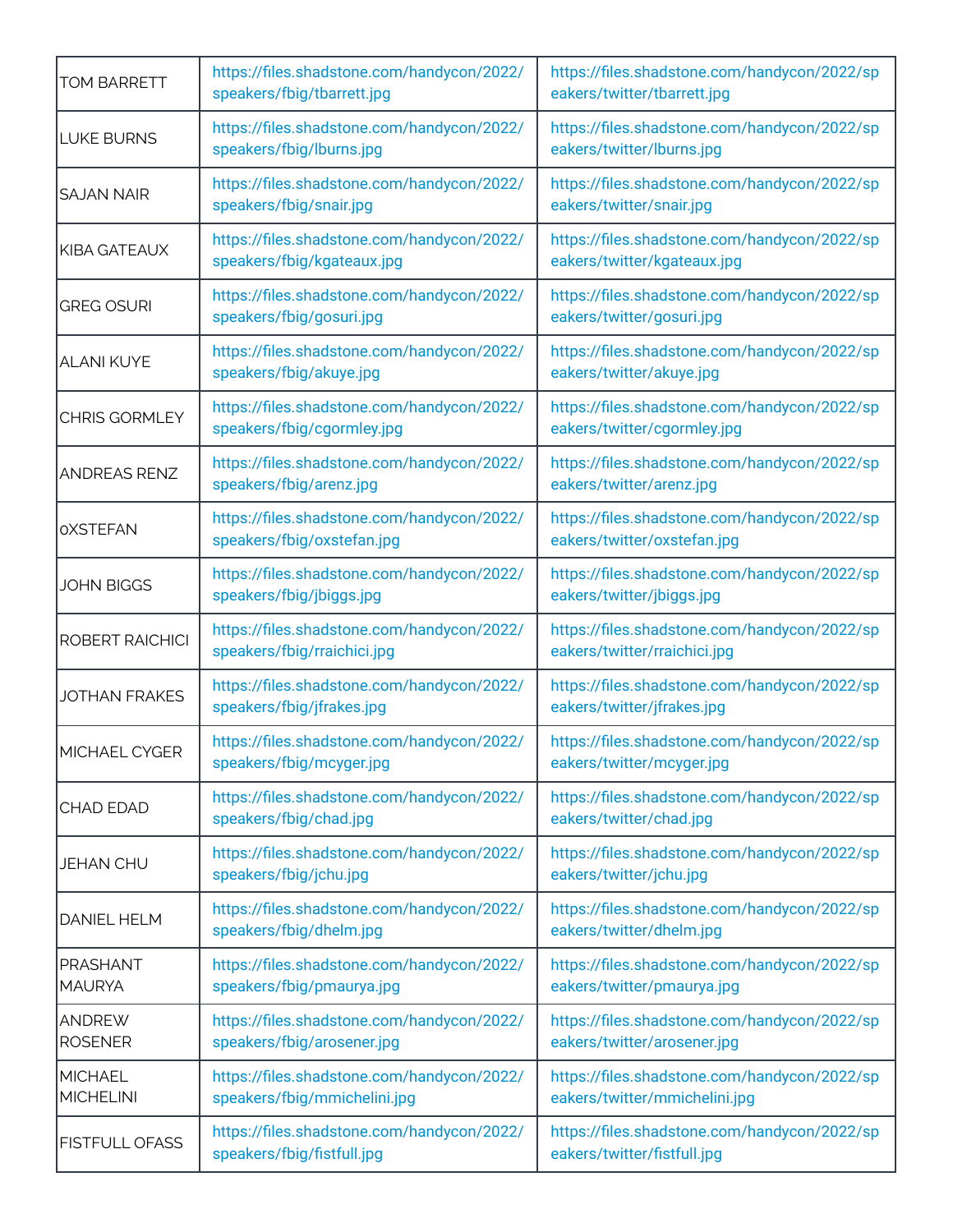| TOM BARRETT | https://files.shadstone.com/handycon/2022/speakers/fbig/tbarrett.jpg | https://files.shadstone.com/handycon/2022/speakers/twitter/tbarrett.jpg |
|---|---|---|
| LUKE BURNS | https://files.shadstone.com/handycon/2022/speakers/fbig/lburns.jpg | https://files.shadstone.com/handycon/2022/speakers/twitter/lburns.jpg |
| SAJAN NAIR | https://files.shadstone.com/handycon/2022/speakers/fbig/snair.jpg | https://files.shadstone.com/handycon/2022/speakers/twitter/snair.jpg |
| KIBA GATEAUX | https://files.shadstone.com/handycon/2022/speakers/fbig/kgateaux.jpg | https://files.shadstone.com/handycon/2022/speakers/twitter/kgateaux.jpg |
| GREG OSURI | https://files.shadstone.com/handycon/2022/speakers/fbig/gosuri.jpg | https://files.shadstone.com/handycon/2022/speakers/twitter/gosuri.jpg |
| ALANI KUYE | https://files.shadstone.com/handycon/2022/speakers/fbig/akuye.jpg | https://files.shadstone.com/handycon/2022/speakers/twitter/akuye.jpg |
| CHRIS GORMLEY | https://files.shadstone.com/handycon/2022/speakers/fbig/cgormley.jpg | https://files.shadstone.com/handycon/2022/speakers/twitter/cgormley.jpg |
| ANDREAS RENZ | https://files.shadstone.com/handycon/2022/speakers/fbig/arenz.jpg | https://files.shadstone.com/handycon/2022/speakers/twitter/arenz.jpg |
| 0XSTEFAN | https://files.shadstone.com/handycon/2022/speakers/fbig/oxstefan.jpg | https://files.shadstone.com/handycon/2022/speakers/twitter/oxstefan.jpg |
| JOHN BIGGS | https://files.shadstone.com/handycon/2022/speakers/fbig/jbiggs.jpg | https://files.shadstone.com/handycon/2022/speakers/twitter/jbiggs.jpg |
| ROBERT RAICHICI | https://files.shadstone.com/handycon/2022/speakers/fbig/rraichici.jpg | https://files.shadstone.com/handycon/2022/speakers/twitter/rraichici.jpg |
| JOTHAN FRAKES | https://files.shadstone.com/handycon/2022/speakers/fbig/jfrakes.jpg | https://files.shadstone.com/handycon/2022/speakers/twitter/jfrakes.jpg |
| MICHAEL CYGER | https://files.shadstone.com/handycon/2022/speakers/fbig/mcyger.jpg | https://files.shadstone.com/handycon/2022/speakers/twitter/mcyger.jpg |
| CHAD EDAD | https://files.shadstone.com/handycon/2022/speakers/fbig/chad.jpg | https://files.shadstone.com/handycon/2022/speakers/twitter/chad.jpg |
| JEHAN CHU | https://files.shadstone.com/handycon/2022/speakers/fbig/jchu.jpg | https://files.shadstone.com/handycon/2022/speakers/twitter/jchu.jpg |
| DANIEL HELM | https://files.shadstone.com/handycon/2022/speakers/fbig/dhelm.jpg | https://files.shadstone.com/handycon/2022/speakers/twitter/dhelm.jpg |
| PRASHANT MAURYA | https://files.shadstone.com/handycon/2022/speakers/fbig/pmaurya.jpg | https://files.shadstone.com/handycon/2022/speakers/twitter/pmaurya.jpg |
| ANDREW ROSENER | https://files.shadstone.com/handycon/2022/speakers/fbig/arosener.jpg | https://files.shadstone.com/handycon/2022/speakers/twitter/arosener.jpg |
| MICHAEL MICHELINI | https://files.shadstone.com/handycon/2022/speakers/fbig/mmichelini.jpg | https://files.shadstone.com/handycon/2022/speakers/twitter/mmichelini.jpg |
| FISTFULL OFASS | https://files.shadstone.com/handycon/2022/speakers/fbig/fistfull.jpg | https://files.shadstone.com/handycon/2022/speakers/twitter/fistfull.jpg |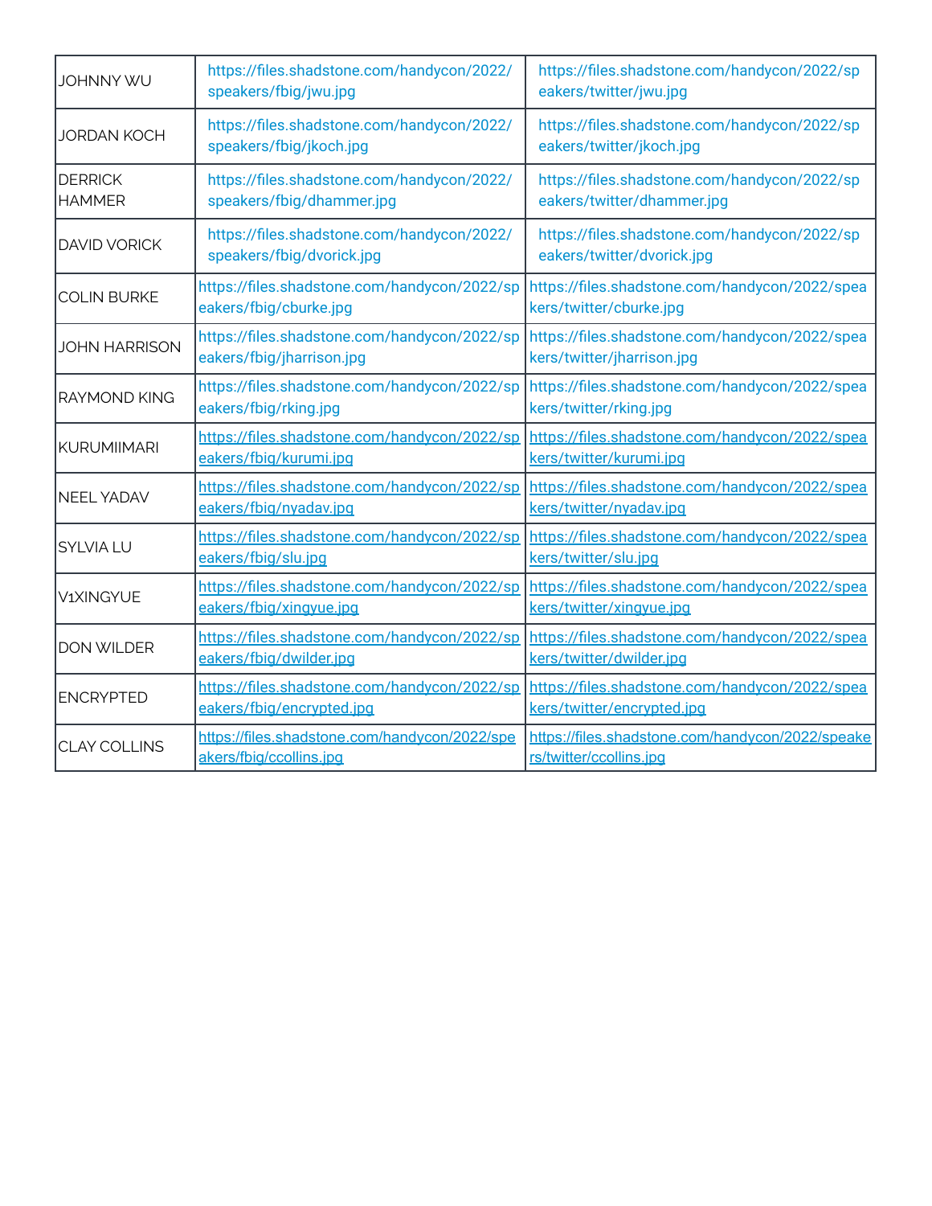| | | |
|---|---|---|
| JOHNNY WU | https://files.shadstone.com/handycon/2022/speakers/fbig/jwu.jpg | https://files.shadstone.com/handycon/2022/speakers/twitter/jwu.jpg |
| JORDAN KOCH | https://files.shadstone.com/handycon/2022/speakers/fbig/jkoch.jpg | https://files.shadstone.com/handycon/2022/speakers/twitter/jkoch.jpg |
| DERRICK HAMMER | https://files.shadstone.com/handycon/2022/speakers/fbig/dhammer.jpg | https://files.shadstone.com/handycon/2022/speakers/twitter/dhammer.jpg |
| DAVID VORICK | https://files.shadstone.com/handycon/2022/speakers/fbig/dvorick.jpg | https://files.shadstone.com/handycon/2022/speakers/twitter/dvorick.jpg |
| COLIN BURKE | https://files.shadstone.com/handycon/2022/speakers/fbig/cburke.jpg | https://files.shadstone.com/handycon/2022/speakers/twitter/cburke.jpg |
| JOHN HARRISON | https://files.shadstone.com/handycon/2022/speakers/fbig/jharrison.jpg | https://files.shadstone.com/handycon/2022/speakers/twitter/jharrison.jpg |
| RAYMOND KING | https://files.shadstone.com/handycon/2022/speakers/fbig/rking.jpg | https://files.shadstone.com/handycon/2022/speakers/twitter/rking.jpg |
| KURUMIIMARI | https://files.shadstone.com/handycon/2022/speakers/fbig/kurumi.jpg | https://files.shadstone.com/handycon/2022/speakers/twitter/kurumi.jpg |
| NEEL YADAV | https://files.shadstone.com/handycon/2022/speakers/fbig/nyadav.jpg | https://files.shadstone.com/handycon/2022/speakers/twitter/nyadav.jpg |
| SYLVIA LU | https://files.shadstone.com/handycon/2022/speakers/fbig/slu.jpg | https://files.shadstone.com/handycon/2022/speakers/twitter/slu.jpg |
| V1XINGYUE | https://files.shadstone.com/handycon/2022/speakers/fbig/xingyue.jpg | https://files.shadstone.com/handycon/2022/speakers/twitter/xingyue.jpg |
| DON WILDER | https://files.shadstone.com/handycon/2022/speakers/fbig/dwilder.jpg | https://files.shadstone.com/handycon/2022/speakers/twitter/dwilder.jpg |
| ENCRYPTED | https://files.shadstone.com/handycon/2022/speakers/fbig/encrypted.jpg | https://files.shadstone.com/handycon/2022/speakers/twitter/encrypted.jpg |
| CLAY COLLINS | https://files.shadstone.com/handycon/2022/speakers/fbig/ccollins.jpg | https://files.shadstone.com/handycon/2022/speakers/twitter/ccollins.jpg |